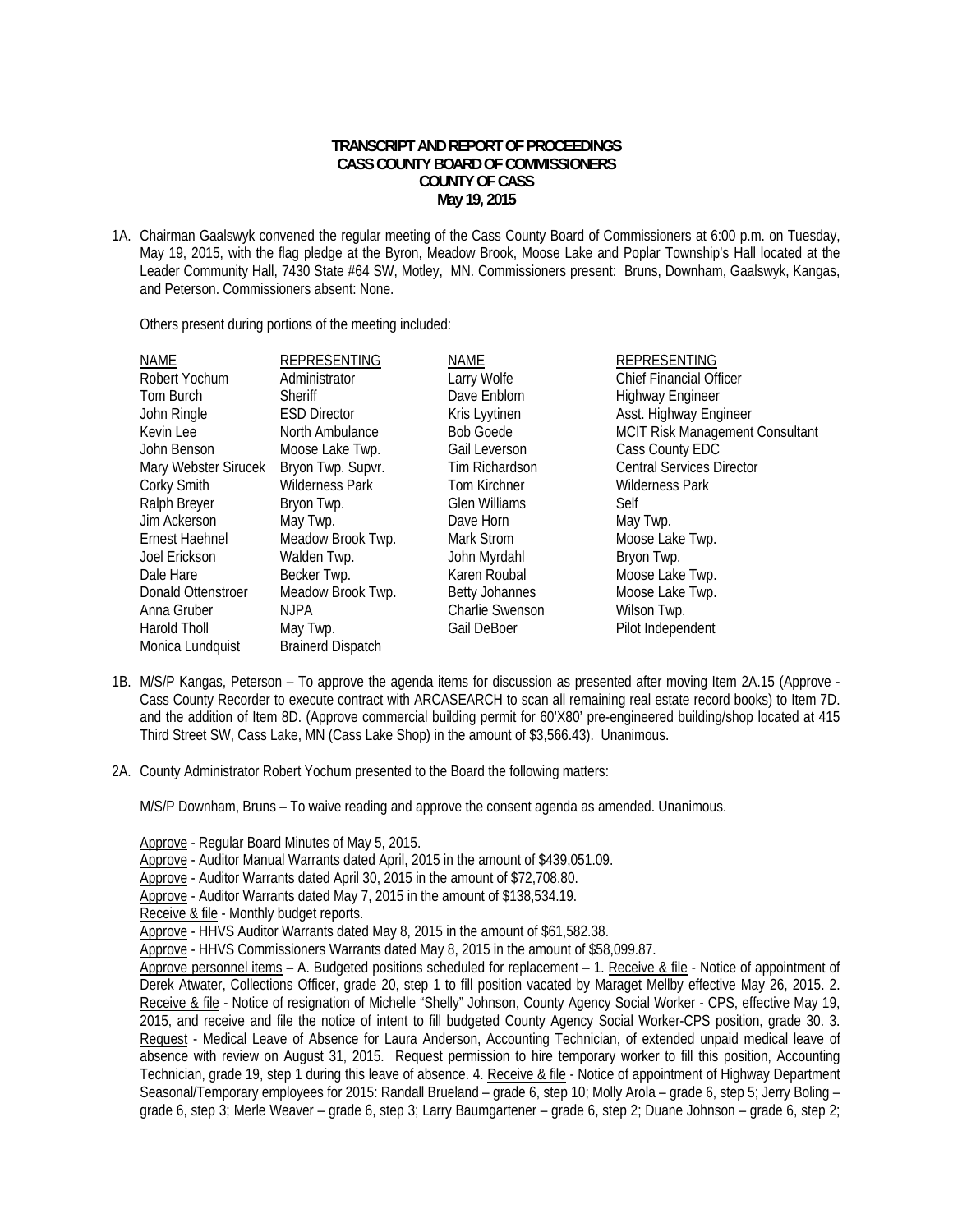**TRANSCRIPT AND REPORT OF PROCEEDINGS**
**CASS COUNTY BOARD OF COMMISSIONERS**
**COUNTY OF CASS**
**May 19, 2015**

1A. Chairman Gaalswyk convened the regular meeting of the Cass County Board of Commissioners at 6:00 p.m. on Tuesday, May 19, 2015, with the flag pledge at the Byron, Meadow Brook, Moose Lake and Poplar Township's Hall located at the Leader Community Hall, 7430 State #64 SW, Motley, MN. Commissioners present: Bruns, Downham, Gaalswyk, Kangas, and Peterson. Commissioners absent: None.

Others present during portions of the meeting included:

| NAME | REPRESENTING | NAME | REPRESENTING |
|---|---|---|---|
| Robert Yochum | Administrator | Larry Wolfe | Chief Financial Officer |
| Tom Burch | Sheriff | Dave Enblom | Highway Engineer |
| John Ringle | ESD Director | Kris Lyytinen | Asst. Highway Engineer |
| Kevin Lee | North Ambulance | Bob Goede | MCIT Risk Management Consultant |
| John Benson | Moose Lake Twp. | Gail Leverson | Cass County EDC |
| Mary Webster Sirucek | Bryon Twp. Supvr. | Tim Richardson | Central Services Director |
| Corky Smith | Wilderness Park | Tom Kirchner | Wilderness Park |
| Ralph Breyer | Bryon Twp. | Glen Williams | Self |
| Jim Ackerson | May Twp. | Dave Horn | May Twp. |
| Ernest Haehnel | Meadow Brook Twp. | Mark Strom | Moose Lake Twp. |
| Joel Erickson | Walden Twp. | John Myrdahl | Bryon Twp. |
| Dale Hare | Becker Twp. | Karen Roubal | Moose Lake Twp. |
| Donald Ottenstroer | Meadow Brook Twp. | Betty Johannes | Moose Lake Twp. |
| Anna Gruber | NJPA | Charlie Swenson | Wilson Twp. |
| Harold Tholl | May Twp. | Gail DeBoer | Pilot Independent |
| Monica Lundquist | Brainerd Dispatch | | |

1B. M/S/P Kangas, Peterson – To approve the agenda items for discussion as presented after moving Item 2A.15 (Approve - Cass County Recorder to execute contract with ARCASEARCH to scan all remaining real estate record books) to Item 7D. and the addition of Item 8D. (Approve commercial building permit for 60'X80' pre-engineered building/shop located at 415 Third Street SW, Cass Lake, MN (Cass Lake Shop) in the amount of $3,566.43). Unanimous.

2A. County Administrator Robert Yochum presented to the Board the following matters:

M/S/P Downham, Bruns – To waive reading and approve the consent agenda as amended. Unanimous.

Approve - Regular Board Minutes of May 5, 2015.
Approve - Auditor Manual Warrants dated April, 2015 in the amount of $439,051.09.
Approve - Auditor Warrants dated April 30, 2015 in the amount of $72,708.80.
Approve - Auditor Warrants dated May 7, 2015 in the amount of $138,534.19.
Receive & file - Monthly budget reports.
Approve - HHVS Auditor Warrants dated May 8, 2015 in the amount of $61,582.38.
Approve - HHVS Commissioners Warrants dated May 8, 2015 in the amount of $58,099.87.
Approve personnel items – A. Budgeted positions scheduled for replacement – 1. Receive & file - Notice of appointment of Derek Atwater, Collections Officer, grade 20, step 1 to fill position vacated by Maraget Mellby effective May 26, 2015. 2. Receive & file - Notice of resignation of Michelle "Shelly" Johnson, County Agency Social Worker - CPS, effective May 19, 2015, and receive and file the notice of intent to fill budgeted County Agency Social Worker-CPS position, grade 30. 3. Request - Medical Leave of Absence for Laura Anderson, Accounting Technician, of extended unpaid medical leave of absence with review on August 31, 2015. Request permission to hire temporary worker to fill this position, Accounting Technician, grade 19, step 1 during this leave of absence. 4. Receive & file - Notice of appointment of Highway Department Seasonal/Temporary employees for 2015: Randall Brueland – grade 6, step 10; Molly Arola – grade 6, step 5; Jerry Boling – grade 6, step 3; Merle Weaver – grade 6, step 3; Larry Baumgartener – grade 6, step 2; Duane Johnson – grade 6, step 2;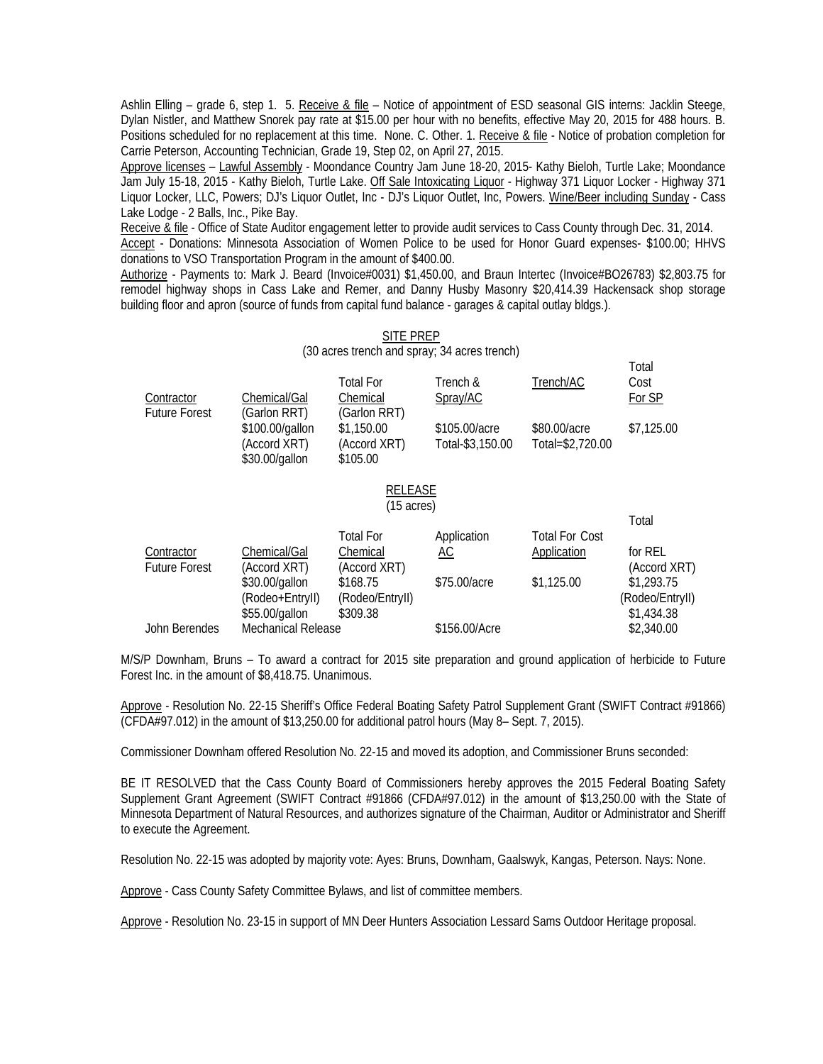Ashlin Elling – grade 6, step 1. 5. Receive & file – Notice of appointment of ESD seasonal GIS interns: Jacklin Steege, Dylan Nistler, and Matthew Snorek pay rate at $15.00 per hour with no benefits, effective May 20, 2015 for 488 hours. B. Positions scheduled for no replacement at this time. None. C. Other. 1. Receive & file - Notice of probation completion for Carrie Peterson, Accounting Technician, Grade 19, Step 02, on April 27, 2015.

Approve licenses – Lawful Assembly - Moondance Country Jam June 18-20, 2015- Kathy Bieloh, Turtle Lake; Moondance Jam July 15-18, 2015 - Kathy Bieloh, Turtle Lake. Off Sale Intoxicating Liquor - Highway 371 Liquor Locker - Highway 371 Liquor Locker, LLC, Powers; DJ's Liquor Outlet, Inc - DJ's Liquor Outlet, Inc, Powers. Wine/Beer including Sunday - Cass Lake Lodge - 2 Balls, Inc., Pike Bay.

Receive & file - Office of State Auditor engagement letter to provide audit services to Cass County through Dec. 31, 2014.

Accept - Donations: Minnesota Association of Women Police to be used for Honor Guard expenses- $100.00; HHVS donations to VSO Transportation Program in the amount of $400.00.

Authorize - Payments to: Mark J. Beard (Invoice#0031) $1,450.00, and Braun Intertec (Invoice#BO26783) $2,803.75 for remodel highway shops in Cass Lake and Remer, and Danny Husby Masonry $20,414.39 Hackensack shop storage building floor and apron (source of funds from capital fund balance - garages & capital outlay bldgs.).

SITE PREP
(30 acres trench and spray; 34 acres trench)

| Contractor | Chemical/Gal | Total For Chemical | Trench & Spray/AC | Trench/AC | Total Cost For SP |
|---|---|---|---|---|---|
| Future Forest | (Garlon RRT) $100.00/gallon (Accord XRT) $30.00/gallon | (Garlon RRT) $1,150.00 (Accord XRT) $105.00 | $105.00/acre Total-$3,150.00 | $80.00/acre Total=$2,720.00 | $7,125.00 |

RELEASE
(15 acres)

| Contractor | Chemical/Gal | Total For Chemical | Application AC | Total For Cost Application | Total for REL |
|---|---|---|---|---|---|
| Future Forest | (Accord XRT) $30.00/gallon (Rodeo+EntryII) $55.00/gallon | (Accord XRT) $168.75 (Rodeo/EntryII) $309.38 | $75.00/acre | $1,125.00 | (Accord XRT) $1,293.75 (Rodeo/EntryII) $1,434.38 |
| John Berendes | Mechanical Release | | $156.00/Acre | | $2,340.00 |

M/S/P Downham, Bruns – To award a contract for 2015 site preparation and ground application of herbicide to Future Forest Inc. in the amount of $8,418.75. Unanimous.

Approve - Resolution No. 22-15 Sheriff's Office Federal Boating Safety Patrol Supplement Grant (SWIFT Contract #91866) (CFDA#97.012) in the amount of $13,250.00 for additional patrol hours (May 8– Sept. 7, 2015).

Commissioner Downham offered Resolution No. 22-15 and moved its adoption, and Commissioner Bruns seconded:

BE IT RESOLVED that the Cass County Board of Commissioners hereby approves the 2015 Federal Boating Safety Supplement Grant Agreement (SWIFT Contract #91866 (CFDA#97.012) in the amount of $13,250.00 with the State of Minnesota Department of Natural Resources, and authorizes signature of the Chairman, Auditor or Administrator and Sheriff to execute the Agreement.

Resolution No. 22-15 was adopted by majority vote: Ayes: Bruns, Downham, Gaalswyk, Kangas, Peterson. Nays: None.

Approve - Cass County Safety Committee Bylaws, and list of committee members.

Approve - Resolution No. 23-15 in support of MN Deer Hunters Association Lessard Sams Outdoor Heritage proposal.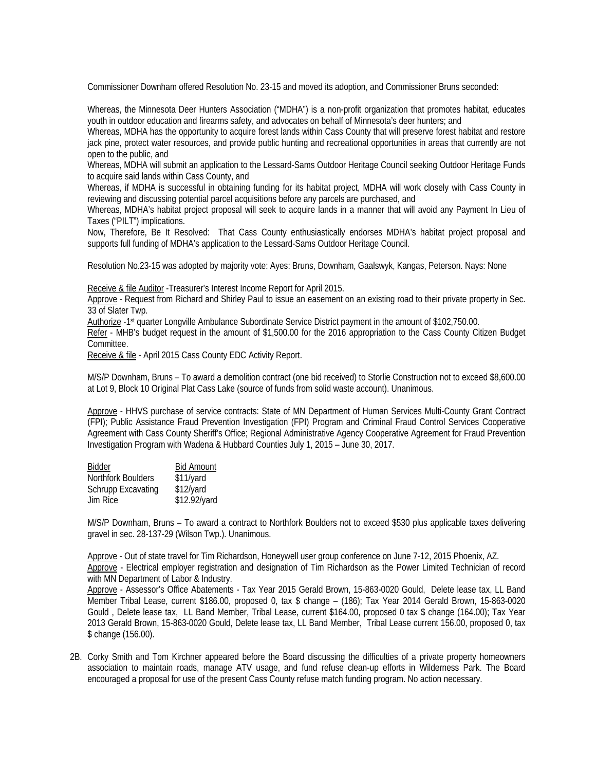Commissioner Downham offered Resolution No. 23-15 and moved its adoption, and Commissioner Bruns seconded:

Whereas, the Minnesota Deer Hunters Association ("MDHA") is a non-profit organization that promotes habitat, educates youth in outdoor education and firearms safety, and advocates on behalf of Minnesota's deer hunters; and

Whereas, MDHA has the opportunity to acquire forest lands within Cass County that will preserve forest habitat and restore jack pine, protect water resources, and provide public hunting and recreational opportunities in areas that currently are not open to the public, and

Whereas, MDHA will submit an application to the Lessard-Sams Outdoor Heritage Council seeking Outdoor Heritage Funds to acquire said lands within Cass County, and

Whereas, if MDHA is successful in obtaining funding for its habitat project, MDHA will work closely with Cass County in reviewing and discussing potential parcel acquisitions before any parcels are purchased, and

Whereas, MDHA's habitat project proposal will seek to acquire lands in a manner that will avoid any Payment In Lieu of Taxes ("PILT") implications.

Now, Therefore, Be It Resolved: That Cass County enthusiastically endorses MDHA's habitat project proposal and supports full funding of MDHA's application to the Lessard-Sams Outdoor Heritage Council.

Resolution No.23-15 was adopted by majority vote: Ayes: Bruns, Downham, Gaalswyk, Kangas, Peterson. Nays: None

Receive & file Auditor -Treasurer's Interest Income Report for April 2015.

Approve - Request from Richard and Shirley Paul to issue an easement on an existing road to their private property in Sec. 33 of Slater Twp.

Authorize -1st quarter Longville Ambulance Subordinate Service District payment in the amount of $102,750.00.

Refer - MHB's budget request in the amount of $1,500.00 for the 2016 appropriation to the Cass County Citizen Budget Committee.

Receive & file - April 2015 Cass County EDC Activity Report.

M/S/P Downham, Bruns – To award a demolition contract (one bid received) to Storlie Construction not to exceed $8,600.00 at Lot 9, Block 10 Original Plat Cass Lake (source of funds from solid waste account). Unanimous.

Approve - HHVS purchase of service contracts: State of MN Department of Human Services Multi-County Grant Contract (FPI); Public Assistance Fraud Prevention Investigation (FPI) Program and Criminal Fraud Control Services Cooperative Agreement with Cass County Sheriff's Office; Regional Administrative Agency Cooperative Agreement for Fraud Prevention Investigation Program with Wadena & Hubbard Counties July 1, 2015 – June 30, 2017.

| Bidder | Bid Amount |
|---|---|
| Northfork Boulders | $11/yard |
| Schrupp Excavating | $12/yard |
| Jim Rice | $12.92/yard |

M/S/P Downham, Bruns – To award a contract to Northfork Boulders not to exceed $530 plus applicable taxes delivering gravel in sec. 28-137-29 (Wilson Twp.). Unanimous.

Approve - Out of state travel for Tim Richardson, Honeywell user group conference on June 7-12, 2015 Phoenix, AZ.

Approve - Electrical employer registration and designation of Tim Richardson as the Power Limited Technician of record with MN Department of Labor & Industry.

Approve - Assessor's Office Abatements - Tax Year 2015 Gerald Brown, 15-863-0020 Gould, Delete lease tax, LL Band Member Tribal Lease, current $186.00, proposed 0, tax $ change – (186); Tax Year 2014 Gerald Brown, 15-863-0020 Gould , Delete lease tax, LL Band Member, Tribal Lease, current $164.00, proposed 0 tax $ change (164.00); Tax Year 2013 Gerald Brown, 15-863-0020 Gould, Delete lease tax, LL Band Member, Tribal Lease current 156.00, proposed 0, tax $ change (156.00).

2B. Corky Smith and Tom Kirchner appeared before the Board discussing the difficulties of a private property homeowners association to maintain roads, manage ATV usage, and fund refuse clean-up efforts in Wilderness Park. The Board encouraged a proposal for use of the present Cass County refuse match funding program. No action necessary.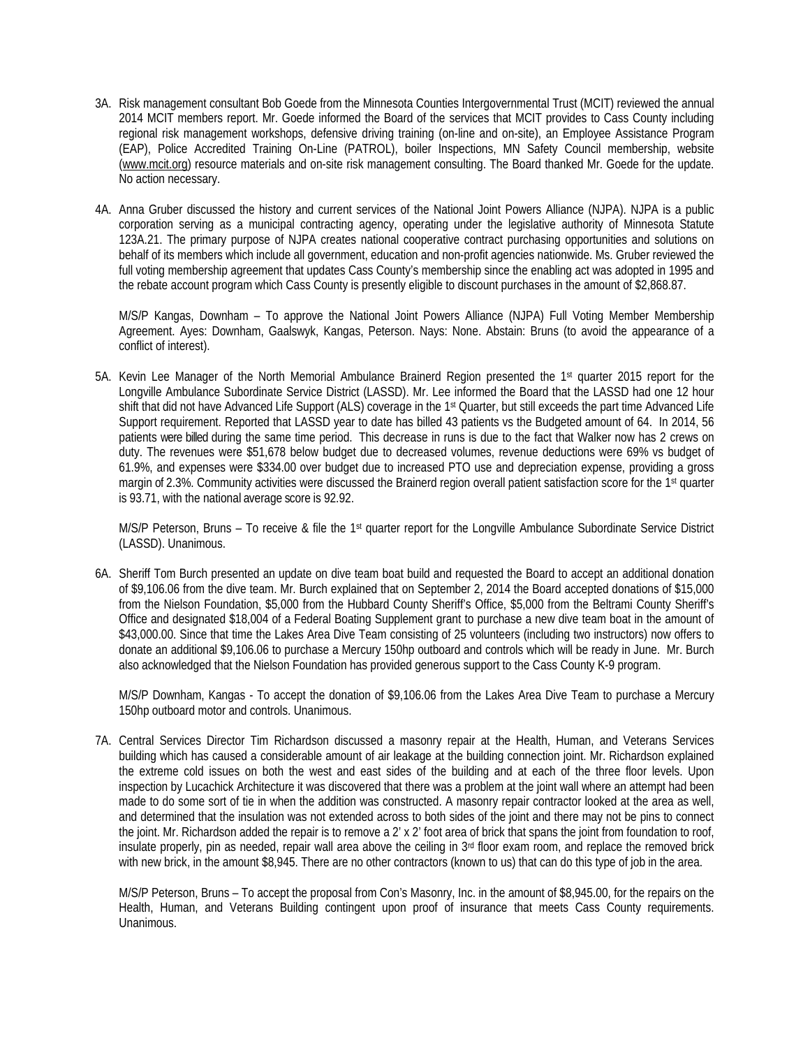3A. Risk management consultant Bob Goede from the Minnesota Counties Intergovernmental Trust (MCIT) reviewed the annual 2014 MCIT members report. Mr. Goede informed the Board of the services that MCIT provides to Cass County including regional risk management workshops, defensive driving training (on-line and on-site), an Employee Assistance Program (EAP), Police Accredited Training On-Line (PATROL), boiler Inspections, MN Safety Council membership, website (www.mcit.org) resource materials and on-site risk management consulting. The Board thanked Mr. Goede for the update. No action necessary.

4A. Anna Gruber discussed the history and current services of the National Joint Powers Alliance (NJPA). NJPA is a public corporation serving as a municipal contracting agency, operating under the legislative authority of Minnesota Statute 123A.21. The primary purpose of NJPA creates national cooperative contract purchasing opportunities and solutions on behalf of its members which include all government, education and non-profit agencies nationwide. Ms. Gruber reviewed the full voting membership agreement that updates Cass County's membership since the enabling act was adopted in 1995 and the rebate account program which Cass County is presently eligible to discount purchases in the amount of $2,868.87.

M/S/P Kangas, Downham – To approve the National Joint Powers Alliance (NJPA) Full Voting Member Membership Agreement. Ayes: Downham, Gaalswyk, Kangas, Peterson. Nays: None. Abstain: Bruns (to avoid the appearance of a conflict of interest).

5A. Kevin Lee Manager of the North Memorial Ambulance Brainerd Region presented the 1st quarter 2015 report for the Longville Ambulance Subordinate Service District (LASSD). Mr. Lee informed the Board that the LASSD had one 12 hour shift that did not have Advanced Life Support (ALS) coverage in the 1st Quarter, but still exceeds the part time Advanced Life Support requirement. Reported that LASSD year to date has billed 43 patients vs the Budgeted amount of 64. In 2014, 56 patients were billed during the same time period. This decrease in runs is due to the fact that Walker now has 2 crews on duty. The revenues were $51,678 below budget due to decreased volumes, revenue deductions were 69% vs budget of 61.9%, and expenses were $334.00 over budget due to increased PTO use and depreciation expense, providing a gross margin of 2.3%. Community activities were discussed the Brainerd region overall patient satisfaction score for the 1st quarter is 93.71, with the national average score is 92.92.

M/S/P Peterson, Bruns – To receive & file the 1st quarter report for the Longville Ambulance Subordinate Service District (LASSD). Unanimous.

6A. Sheriff Tom Burch presented an update on dive team boat build and requested the Board to accept an additional donation of $9,106.06 from the dive team. Mr. Burch explained that on September 2, 2014 the Board accepted donations of $15,000 from the Nielson Foundation, $5,000 from the Hubbard County Sheriff's Office, $5,000 from the Beltrami County Sheriff's Office and designated $18,004 of a Federal Boating Supplement grant to purchase a new dive team boat in the amount of $43,000.00. Since that time the Lakes Area Dive Team consisting of 25 volunteers (including two instructors) now offers to donate an additional $9,106.06 to purchase a Mercury 150hp outboard and controls which will be ready in June. Mr. Burch also acknowledged that the Nielson Foundation has provided generous support to the Cass County K-9 program.

M/S/P Downham, Kangas - To accept the donation of $9,106.06 from the Lakes Area Dive Team to purchase a Mercury 150hp outboard motor and controls. Unanimous.

7A. Central Services Director Tim Richardson discussed a masonry repair at the Health, Human, and Veterans Services building which has caused a considerable amount of air leakage at the building connection joint. Mr. Richardson explained the extreme cold issues on both the west and east sides of the building and at each of the three floor levels. Upon inspection by Lucachick Architecture it was discovered that there was a problem at the joint wall where an attempt had been made to do some sort of tie in when the addition was constructed. A masonry repair contractor looked at the area as well, and determined that the insulation was not extended across to both sides of the joint and there may not be pins to connect the joint. Mr. Richardson added the repair is to remove a 2' x 2' foot area of brick that spans the joint from foundation to roof, insulate properly, pin as needed, repair wall area above the ceiling in 3rd floor exam room, and replace the removed brick with new brick, in the amount $8,945. There are no other contractors (known to us) that can do this type of job in the area.

M/S/P Peterson, Bruns – To accept the proposal from Con's Masonry, Inc. in the amount of $8,945.00, for the repairs on the Health, Human, and Veterans Building contingent upon proof of insurance that meets Cass County requirements. Unanimous.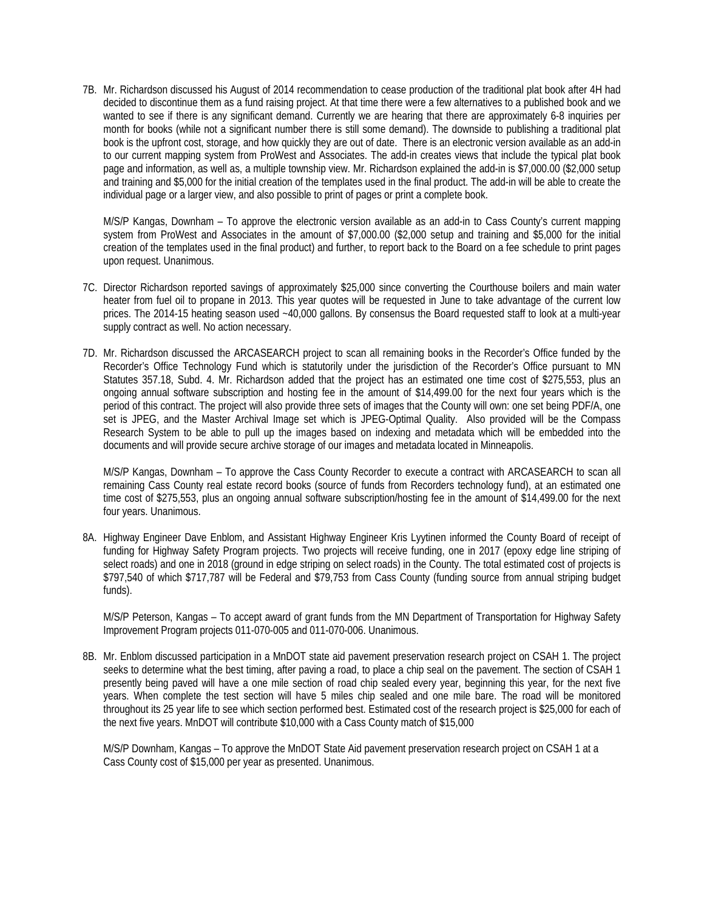7B. Mr. Richardson discussed his August of 2014 recommendation to cease production of the traditional plat book after 4H had decided to discontinue them as a fund raising project. At that time there were a few alternatives to a published book and we wanted to see if there is any significant demand. Currently we are hearing that there are approximately 6-8 inquiries per month for books (while not a significant number there is still some demand). The downside to publishing a traditional plat book is the upfront cost, storage, and how quickly they are out of date. There is an electronic version available as an add-in to our current mapping system from ProWest and Associates. The add-in creates views that include the typical plat book page and information, as well as, a multiple township view. Mr. Richardson explained the add-in is $7,000.00 ($2,000 setup and training and $5,000 for the initial creation of the templates used in the final product. The add-in will be able to create the individual page or a larger view, and also possible to print of pages or print a complete book.

M/S/P Kangas, Downham – To approve the electronic version available as an add-in to Cass County's current mapping system from ProWest and Associates in the amount of $7,000.00 ($2,000 setup and training and $5,000 for the initial creation of the templates used in the final product) and further, to report back to the Board on a fee schedule to print pages upon request. Unanimous.

7C. Director Richardson reported savings of approximately $25,000 since converting the Courthouse boilers and main water heater from fuel oil to propane in 2013. This year quotes will be requested in June to take advantage of the current low prices. The 2014-15 heating season used ~40,000 gallons. By consensus the Board requested staff to look at a multi-year supply contract as well. No action necessary.

7D. Mr. Richardson discussed the ARCASEARCH project to scan all remaining books in the Recorder's Office funded by the Recorder's Office Technology Fund which is statutorily under the jurisdiction of the Recorder's Office pursuant to MN Statutes 357.18, Subd. 4. Mr. Richardson added that the project has an estimated one time cost of $275,553, plus an ongoing annual software subscription and hosting fee in the amount of $14,499.00 for the next four years which is the period of this contract. The project will also provide three sets of images that the County will own: one set being PDF/A, one set is JPEG, and the Master Archival Image set which is JPEG-Optimal Quality. Also provided will be the Compass Research System to be able to pull up the images based on indexing and metadata which will be embedded into the documents and will provide secure archive storage of our images and metadata located in Minneapolis.

M/S/P Kangas, Downham – To approve the Cass County Recorder to execute a contract with ARCASEARCH to scan all remaining Cass County real estate record books (source of funds from Recorders technology fund), at an estimated one time cost of $275,553, plus an ongoing annual software subscription/hosting fee in the amount of $14,499.00 for the next four years. Unanimous.

8A. Highway Engineer Dave Enblom, and Assistant Highway Engineer Kris Lyytinen informed the County Board of receipt of funding for Highway Safety Program projects. Two projects will receive funding, one in 2017 (epoxy edge line striping of select roads) and one in 2018 (ground in edge striping on select roads) in the County. The total estimated cost of projects is $797,540 of which $717,787 will be Federal and $79,753 from Cass County (funding source from annual striping budget funds).

M/S/P Peterson, Kangas – To accept award of grant funds from the MN Department of Transportation for Highway Safety Improvement Program projects 011-070-005 and 011-070-006. Unanimous.

8B. Mr. Enblom discussed participation in a MnDOT state aid pavement preservation research project on CSAH 1. The project seeks to determine what the best timing, after paving a road, to place a chip seal on the pavement. The section of CSAH 1 presently being paved will have a one mile section of road chip sealed every year, beginning this year, for the next five years. When complete the test section will have 5 miles chip sealed and one mile bare. The road will be monitored throughout its 25 year life to see which section performed best. Estimated cost of the research project is $25,000 for each of the next five years. MnDOT will contribute $10,000 with a Cass County match of $15,000

M/S/P Downham, Kangas – To approve the MnDOT State Aid pavement preservation research project on CSAH 1 at a Cass County cost of $15,000 per year as presented. Unanimous.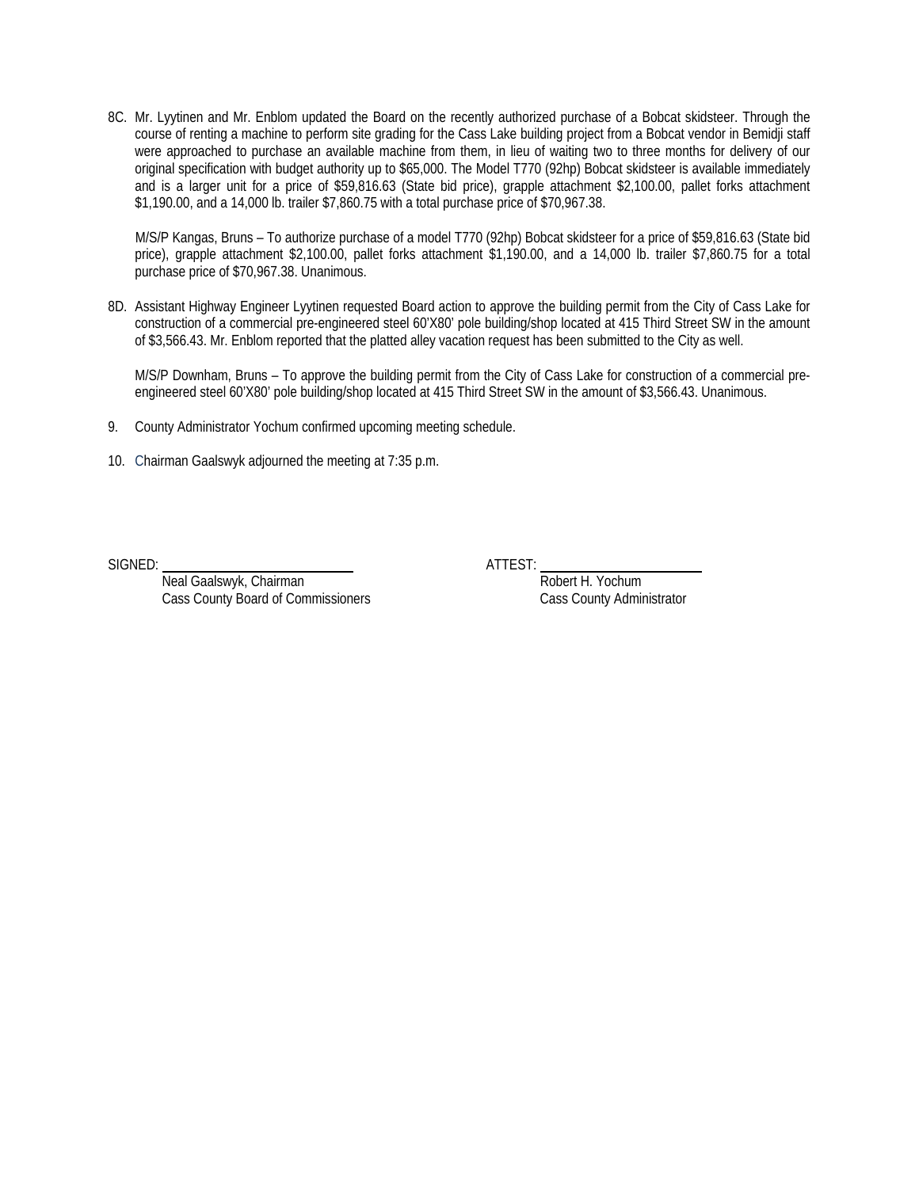8C. Mr. Lyytinen and Mr. Enblom updated the Board on the recently authorized purchase of a Bobcat skidsteer. Through the course of renting a machine to perform site grading for the Cass Lake building project from a Bobcat vendor in Bemidji staff were approached to purchase an available machine from them, in lieu of waiting two to three months for delivery of our original specification with budget authority up to $65,000. The Model T770 (92hp) Bobcat skidsteer is available immediately and is a larger unit for a price of $59,816.63 (State bid price), grapple attachment $2,100.00, pallet forks attachment $1,190.00, and a 14,000 lb. trailer $7,860.75 with a total purchase price of $70,967.38.

M/S/P Kangas, Bruns – To authorize purchase of a model T770 (92hp) Bobcat skidsteer for a price of $59,816.63 (State bid price), grapple attachment $2,100.00, pallet forks attachment $1,190.00, and a 14,000 lb. trailer $7,860.75 for a total purchase price of $70,967.38. Unanimous.

8D. Assistant Highway Engineer Lyytinen requested Board action to approve the building permit from the City of Cass Lake for construction of a commercial pre-engineered steel 60'X80' pole building/shop located at 415 Third Street SW in the amount of $3,566.43. Mr. Enblom reported that the platted alley vacation request has been submitted to the City as well.

M/S/P Downham, Bruns – To approve the building permit from the City of Cass Lake for construction of a commercial pre-engineered steel 60'X80' pole building/shop located at 415 Third Street SW in the amount of $3,566.43. Unanimous.

9. County Administrator Yochum confirmed upcoming meeting schedule.

10. Chairman Gaalswyk adjourned the meeting at 7:35 p.m.

SIGNED: ____________________________
Neal Gaalswyk, Chairman
Cass County Board of Commissioners

ATTEST: ____________________________
Robert H. Yochum
Cass County Administrator